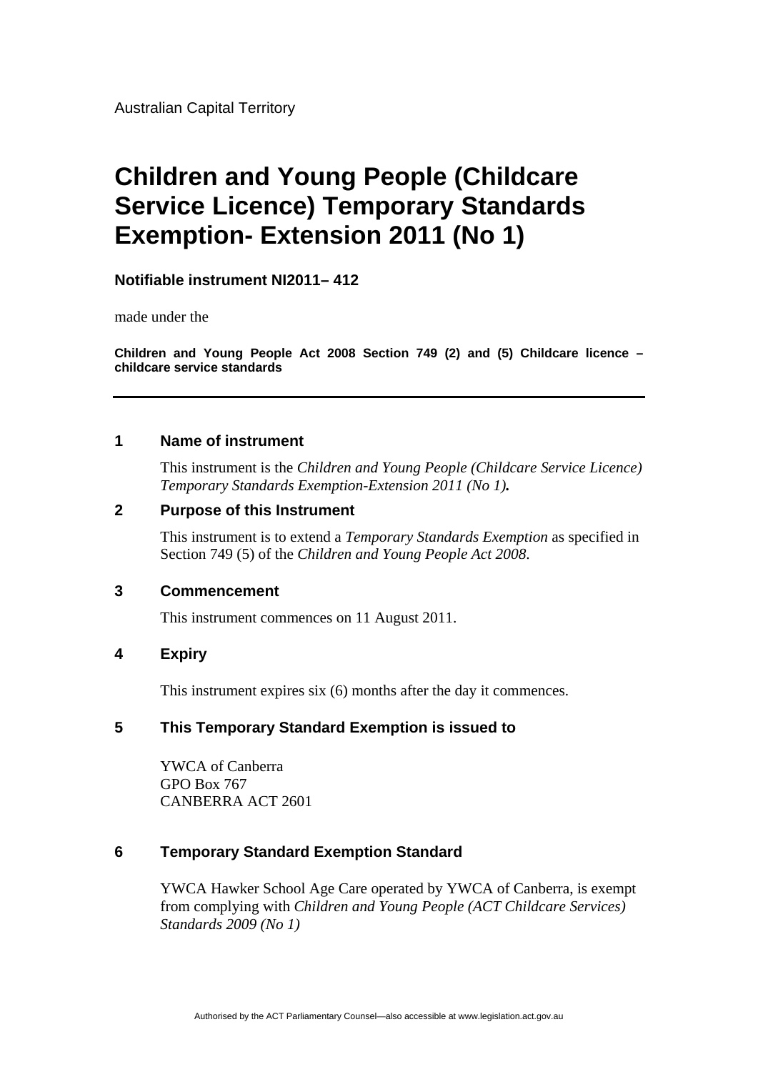Australian Capital Territory

# Children and Young People (Childcare Service Licence) Temporary Standards Exemption- Extension 2011 (No 1)

**Notifiable instrument NI2011– 412**

made under the

**Children and Young People Act 2008 Section 749 (2) and (5) Childcare licence – childcare service standards**

---

## 1 Name of instrument

This instrument is the *Children and Young People (Childcare Service Licence) Temporary Standards Exemption-Extension 2011 (No 1)***.**

## 2 Purpose of this Instrument

This instrument is to extend a *Temporary Standards Exemption* as specified in Section 749 (5) of the *Children and Young People Act 2008*.

## 3 Commencement

This instrument commences on 11 August 2011.

## 4 Expiry

This instrument expires six (6) months after the day it commences.

## 5 This Temporary Standard Exemption is issued to

YWCA of Canberra
GPO Box 767
CANBERRA ACT 2601

## 6 Temporary Standard Exemption Standard

YWCA Hawker School Age Care operated by YWCA of Canberra, is exempt from complying with *Children and Young People (ACT Childcare Services) Standards 2009 (No 1)*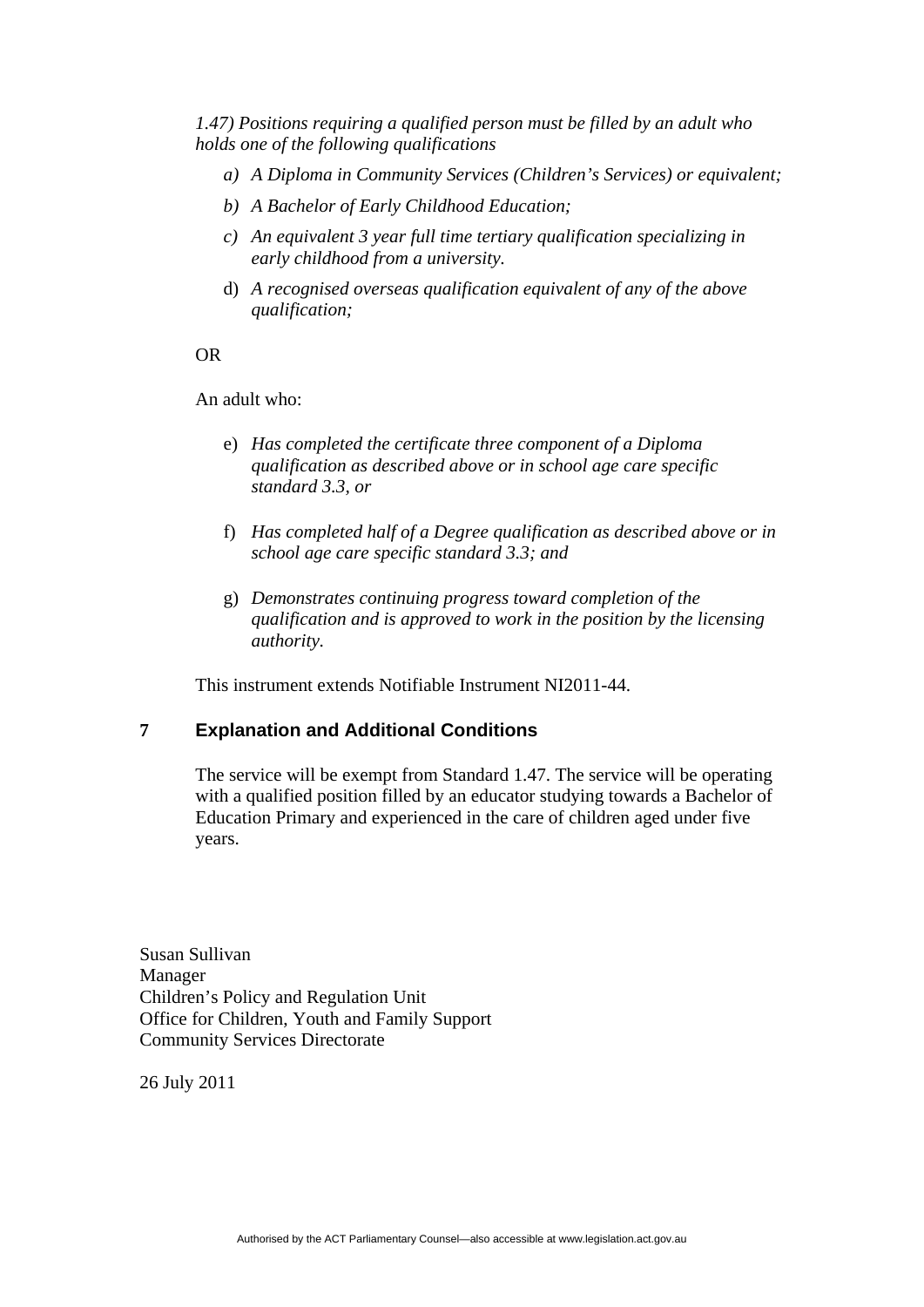*1.47) Positions requiring a qualified person must be filled by an adult who holds one of the following qualifications*

- *a) A Diploma in Community Services (Children's Services) or equivalent;*
- *b) A Bachelor of Early Childhood Education;*
- *c) An equivalent 3 year full time tertiary qualification specializing in early childhood from a university.*
- d) *A recognised overseas qualification equivalent of any of the above qualification;*

OR

An adult who:

- e) *Has completed the certificate three component of a Diploma qualification as described above or in school age care specific standard 3.3, or*
- f) *Has completed half of a Degree qualification as described above or in school age care specific standard 3.3; and*
- g) *Demonstrates continuing progress toward completion of the qualification and is approved to work in the position by the licensing authority.*

This instrument extends Notifiable Instrument NI2011-44.

## 7 Explanation and Additional Conditions

The service will be exempt from Standard 1.47. The service will be operating with a qualified position filled by an educator studying towards a Bachelor of Education Primary and experienced in the care of children aged under five years.

Susan Sullivan
Manager
Children's Policy and Regulation Unit
Office for Children, Youth and Family Support
Community Services Directorate

26 July 2011